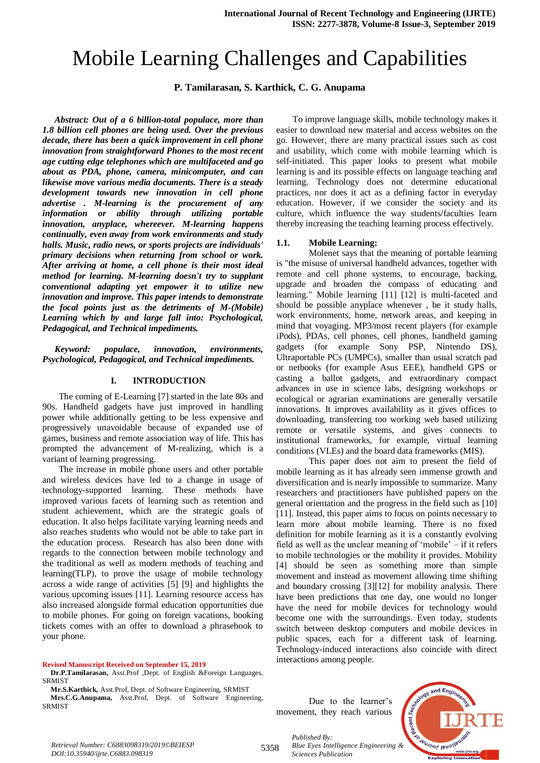# Mobile Learning Challenges and Capabilities

**P. Tamilarasan, S. Karthick, C. G. Anupama**

***Abstract: Out of a 6 billion-total populace, more than 1.8 billion cell phones are being used. Over the previous decade, there has been a quick improvement in cell phone innovation from straightforward Phones to the most recent age cutting edge telephones which are multifaceted and go about as PDA, phone, camera, minicomputer, and can likewise move various media documents. There is a steady development towards new innovation in cell phone advertise . M-learning is the procurement of any information or ability through utilizing portable innovation, anyplace, whereever. M-learning happens continually, even away from work environments and study halls. Music, radio news, or sports projects are individuals' primary decisions when returning from school or work. After arriving at home, a cell phone is their most ideal method for learning. M-learning doesn't try to supplant conventional adapting yet empower it to utilize new innovation and improve. This paper intends to demonstrate the focal points just as the detriments of M-(Mobile) Learning which by and large fall into: Psychological, Pedagogical, and Technical impediments.***

***Keyword: populace, innovation, environments, Psychological, Pedagogical, and Technical impediments.***

## I. INTRODUCTION

The coming of E-Learning [7] started in the late 80s and 90s. Handheld gadgets have just improved in handling power while additionally getting to be less expensive and progressively unavoidable because of expanded use of games, business and remote association way of life. This has prompted the advancement of M-realizing, which is a variant of learning progressing.

The increase in mobile phone users and other portable and wireless devices have led to a change in usage of technology-supported learning. These methods have improved various facets of learning such as retention and student achievement, which are the strategic goals of education. It also helps facilitate varying learning needs and also reaches students who would not be able to take part in the education process. Research has also been done with regards to the connection between mobile technology and the traditional as well as modern methods of teaching and learning(TLP), to prove the usage of mobile technology across a wide range of activities [5] [9] and highlights the various upcoming issues [11]. Learning resource access has also increased alongside formal education opportunities due to mobile phones. For going on foreign vacations, booking tickets comes with an offer to download a phrasebook to your phone.

To improve language skills, mobile technology makes it easier to download new material and access websites on the go. However, there are many practical issues such as cost and usability, which come with mobile learning which is self-initiated. This paper looks to present what mobile learning is and its possible effects on language teaching and learning. Technology does not determine educational practices, nor does it act as a defining factor in everyday education. However, if we consider the society and its culture, which influence the way students/faculties learn thereby increasing the teaching learning process effectively.

### 1.1. Mobile Learning:

Molenet says that the meaning of portable learning is "the misuse of universal handheld advances, together with remote and cell phone systems, to encourage, backing, upgrade and broaden the compass of educating and learning." Mobile learning [11] [12] is multi-faceted and should be possible anyplace whenever , be it study halls, work environments, home, network areas, and keeping in mind that voyaging. MP3/most recent players (for example iPods), PDAs, cell phones, cell phones, handheld gaming gadgets (for example Sony PSP, Nintendo DS), Ultraportable PCs (UMPCs), smaller than usual scratch pad or netbooks (for example Asus EEE), handheld GPS or casting a ballot gadgets, and extraordinary compact advances in use in science labs, designing workshops or ecological or agrarian examinations are generally versatile innovations. It improves availability as it gives offices to downloading, transferring too working web based utilizing remote or versatile systems, and gives connects to institutional frameworks, for example, virtual learning conditions (VLEs) and the board data frameworks (MIS).

This paper does not aim to present the field of mobile learning as it has already seen immense growth and diversification and is nearly impossible to summarize. Many researchers and practitioners have published papers on the general orientation and the progress in the field such as [10] [11]. Instead, this paper aims to focus on points necessary to learn more about mobile learning. There is no fixed definition for mobile learning as it is a constantly evolving field as well as the unclear meaning of 'mobile' – if it refers to mobile technologies or the mobility it provides. Mobility [4] should be seen as something more than simple movement and instead as movement allowing time shifting and boundary crossing [3][12] for mobility analysis. There have been predictions that one day, one would no longer have the need for mobile devices for technology would become one with the surroundings. Even today, students switch between desktop computers and mobile devices in public spaces, each for a different task of learning. Technology-induced interactions also coincide with direct interactions among people.

Due to the learner's movement, they reach various

**Revised Manuscript Received on September 15, 2019**

**Dr.P.Tamilarasan,** Asst.Prof ,Dept. of English &Foreign Languages, SRMIST

**Mr.S.Karthick,** Asst.Prof, Dept. of Software Engineering, SRMIST

**Mrs.C.G.Anupama,** Asst.Prof, Dept. of Software Engineering, SRMIST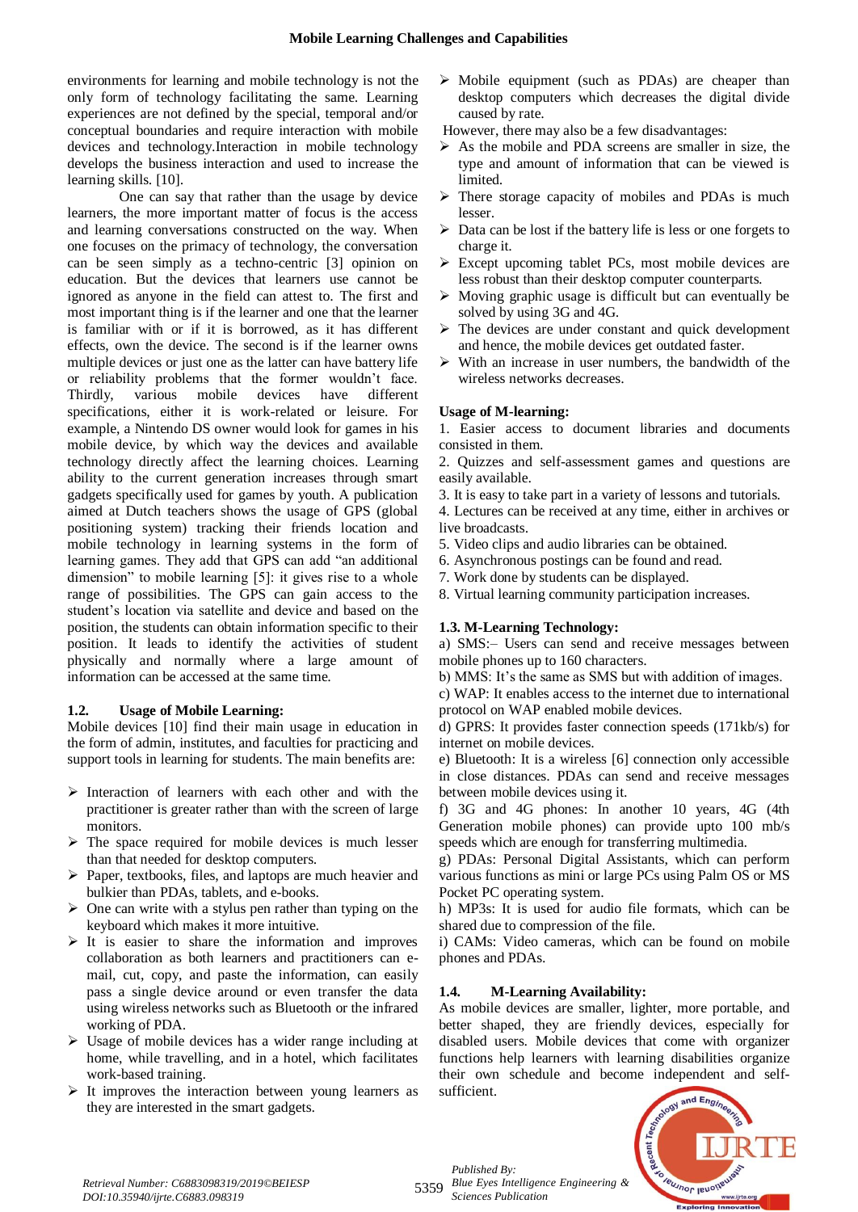environments for learning and mobile technology is not the only form of technology facilitating the same. Learning experiences are not defined by the special, temporal and/or conceptual boundaries and require interaction with mobile devices and technology.Interaction in mobile technology develops the business interaction and used to increase the learning skills. [10].

One can say that rather than the usage by device learners, the more important matter of focus is the access and learning conversations constructed on the way. When one focuses on the primacy of technology, the conversation can be seen simply as a techno-centric [3] opinion on education. But the devices that learners use cannot be ignored as anyone in the field can attest to. The first and most important thing is if the learner and one that the learner is familiar with or if it is borrowed, as it has different effects, own the device. The second is if the learner owns multiple devices or just one as the latter can have battery life or reliability problems that the former wouldn't face. Thirdly, various mobile devices have different specifications, either it is work-related or leisure. For example, a Nintendo DS owner would look for games in his mobile device, by which way the devices and available technology directly affect the learning choices. Learning ability to the current generation increases through smart gadgets specifically used for games by youth. A publication aimed at Dutch teachers shows the usage of GPS (global positioning system) tracking their friends location and mobile technology in learning systems in the form of learning games. They add that GPS can add "an additional dimension" to mobile learning [5]: it gives rise to a whole range of possibilities. The GPS can gain access to the student's location via satellite and device and based on the position, the students can obtain information specific to their position. It leads to identify the activities of student physically and normally where a large amount of information can be accessed at the same time.

### 1.2. Usage of Mobile Learning:

Mobile devices [10] find their main usage in education in the form of admin, institutes, and faculties for practicing and support tools in learning for students. The main benefits are:

- Interaction of learners with each other and with the practitioner is greater rather than with the screen of large monitors.
- The space required for mobile devices is much lesser than that needed for desktop computers.
- Paper, textbooks, files, and laptops are much heavier and bulkier than PDAs, tablets, and e-books.
- One can write with a stylus pen rather than typing on the keyboard which makes it more intuitive.
- It is easier to share the information and improves collaboration as both learners and practitioners can e-mail, cut, copy, and paste the information, can easily pass a single device around or even transfer the data using wireless networks such as Bluetooth or the infrared working of PDA.
- Usage of mobile devices has a wider range including at home, while travelling, and in a hotel, which facilitates work-based training.
- It improves the interaction between young learners as they are interested in the smart gadgets.
- Mobile equipment (such as PDAs) are cheaper than desktop computers which decreases the digital divide caused by rate.

However, there may also be a few disadvantages:

- As the mobile and PDA screens are smaller in size, the type and amount of information that can be viewed is limited.
- There storage capacity of mobiles and PDAs is much lesser.
- Data can be lost if the battery life is less or one forgets to charge it.
- Except upcoming tablet PCs, most mobile devices are less robust than their desktop computer counterparts.
- Moving graphic usage is difficult but can eventually be solved by using 3G and 4G.
- The devices are under constant and quick development and hence, the mobile devices get outdated faster.
- With an increase in user numbers, the bandwidth of the wireless networks decreases.

**Usage of M-learning:**

1. Easier access to document libraries and documents consisted in them.
2. Quizzes and self-assessment games and questions are easily available.
3. It is easy to take part in a variety of lessons and tutorials.
4. Lectures can be received at any time, either in archives or live broadcasts.
5. Video clips and audio libraries can be obtained.
6. Asynchronous postings can be found and read.
7. Work done by students can be displayed.
8. Virtual learning community participation increases.

### 1.3. M-Learning Technology:

a) SMS:– Users can send and receive messages between mobile phones up to 160 characters.

b) MMS: It's the same as SMS but with addition of images.

c) WAP: It enables access to the internet due to international protocol on WAP enabled mobile devices.

d) GPRS: It provides faster connection speeds (171kb/s) for internet on mobile devices.

e) Bluetooth: It is a wireless [6] connection only accessible in close distances. PDAs can send and receive messages between mobile devices using it.

f) 3G and 4G phones: In another 10 years, 4G (4th Generation mobile phones) can provide upto 100 mb/s speeds which are enough for transferring multimedia.

g) PDAs: Personal Digital Assistants, which can perform various functions as mini or large PCs using Palm OS or MS Pocket PC operating system.

h) MP3s: It is used for audio file formats, which can be shared due to compression of the file.

i) CAMs: Video cameras, which can be found on mobile phones and PDAs.

### 1.4. M-Learning Availability:

As mobile devices are smaller, lighter, more portable, and better shaped, they are friendly devices, especially for disabled users. Mobile devices that come with organizer functions help learners with learning disabilities organize their own schedule and become independent and self-sufficient.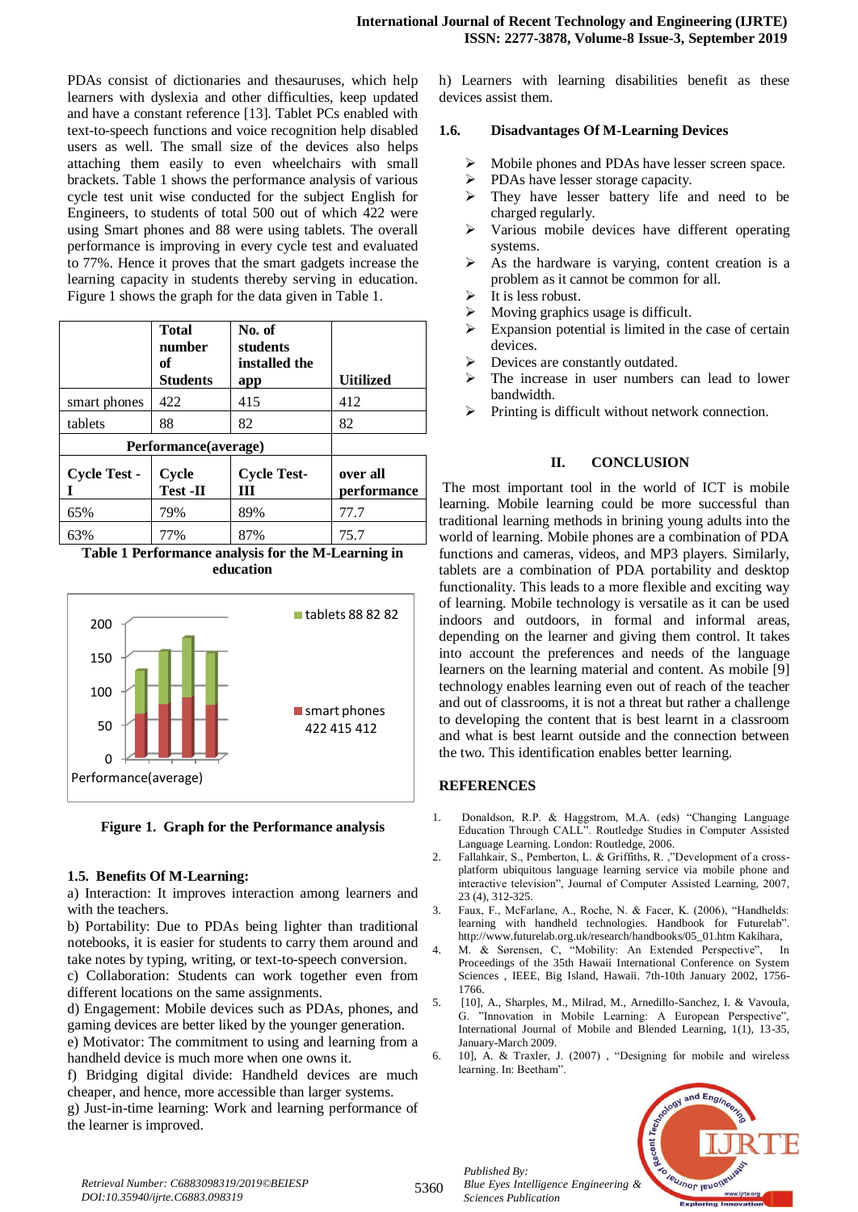PDAs consist of dictionaries and thesauruses, which help learners with dyslexia and other difficulties, keep updated and have a constant reference [13]. Tablet PCs enabled with text-to-speech functions and voice recognition help disabled users as well. The small size of the devices also helps attaching them easily to even wheelchairs with small brackets. Table 1 shows the performance analysis of various cycle test unit wise conducted for the subject English for Engineers, to students of total 500 out of which 422 were using Smart phones and 88 were using tablets. The overall performance is improving in every cycle test and evaluated to 77%. Hence it proves that the smart gadgets increase the learning capacity in students thereby serving in education. Figure 1 shows the graph for the data given in Table 1.

| | Total number of Students | No. of students installed the app | Uitilized |
|---|---|---|---|
| smart phones | 422 | 415 | 412 |
| tablets | 88 | 82 | 82 |
| Performance(average) | | | |
| Cycle Test - I | Cycle Test -II | Cycle Test-III | over all performance |
| 65% | 79% | 89% | 77.7 |
| 63% | 77% | 87% | 75.7 |

**Table 1 Performance analysis for the M-Learning in education**

**Figure 1. Graph for the Performance analysis**

### 1.5. Benefits Of M-Learning:

a) Interaction: It improves interaction among learners and with the teachers.

b) Portability: Due to PDAs being lighter than traditional notebooks, it is easier for students to carry them around and take notes by typing, writing, or text-to-speech conversion.

c) Collaboration: Students can work together even from different locations on the same assignments.

d) Engagement: Mobile devices such as PDAs, phones, and gaming devices are better liked by the younger generation.

e) Motivator: The commitment to using and learning from a handheld device is much more when one owns it.

f) Bridging digital divide: Handheld devices are much cheaper, and hence, more accessible than larger systems.

g) Just-in-time learning: Work and learning performance of the learner is improved.

h) Learners with learning disabilities benefit as these devices assist them.

### 1.6. Disadvantages Of M-Learning Devices

- Mobile phones and PDAs have lesser screen space.
- PDAs have lesser storage capacity.
- They have lesser battery life and need to be charged regularly.
- Various mobile devices have different operating systems.
- As the hardware is varying, content creation is a problem as it cannot be common for all.
- It is less robust.
- Moving graphics usage is difficult.
- Expansion potential is limited in the case of certain devices.
- Devices are constantly outdated.
- The increase in user numbers can lead to lower bandwidth.
- Printing is difficult without network connection.

## II. CONCLUSION

The most important tool in the world of ICT is mobile learning. Mobile learning could be more successful than traditional learning methods in brining young adults into the world of learning. Mobile phones are a combination of PDA functions and cameras, videos, and MP3 players. Similarly, tablets are a combination of PDA portability and desktop functionality. This leads to a more flexible and exciting way of learning. Mobile technology is versatile as it can be used indoors and outdoors, in formal and informal areas, depending on the learner and giving them control. It takes into account the preferences and needs of the language learners on the learning material and content. As mobile [9] technology enables learning even out of reach of the teacher and out of classrooms, it is not a threat but rather a challenge to developing the content that is best learnt in a classroom and what is best learnt outside and the connection between the two. This identification enables better learning.

## REFERENCES

1. Donaldson, R.P. & Haggstrom, M.A. (eds) "Changing Language Education Through CALL". Routledge Studies in Computer Assisted Language Learning. London: Routledge, 2006.
2. Fallahkair, S., Pemberton, L. & Griffiths, R. ,"Development of a cross-platform ubiquitous language learning service via mobile phone and interactive television", Journal of Computer Assisted Learning, 2007, 23 (4), 312-325.
3. Faux, F., McFarlane, A., Roche, N. & Facer, K. (2006), "Handhelds: learning with handheld technologies. Handbook for Futurelab". http://www.futurelab.org.uk/research/handbooks/05_01.htm Kakihara,
4. M. & Sørensen, C, "Mobility: An Extended Perspective", In Proceedings of the 35th Hawaii International Conference on System Sciences , IEEE, Big Island, Hawaii. 7th-10th January 2002, 1756-1766.
5. [10], A., Sharples, M., Milrad, M., Arnedillo-Sanchez, I. & Vavoula, G. "Innovation in Mobile Learning: A European Perspective", International Journal of Mobile and Blended Learning, 1(1), 13-35, January-March 2009.
6. 10], A. & Traxler, J. (2007) , "Designing for mobile and wireless learning. In: Beetham".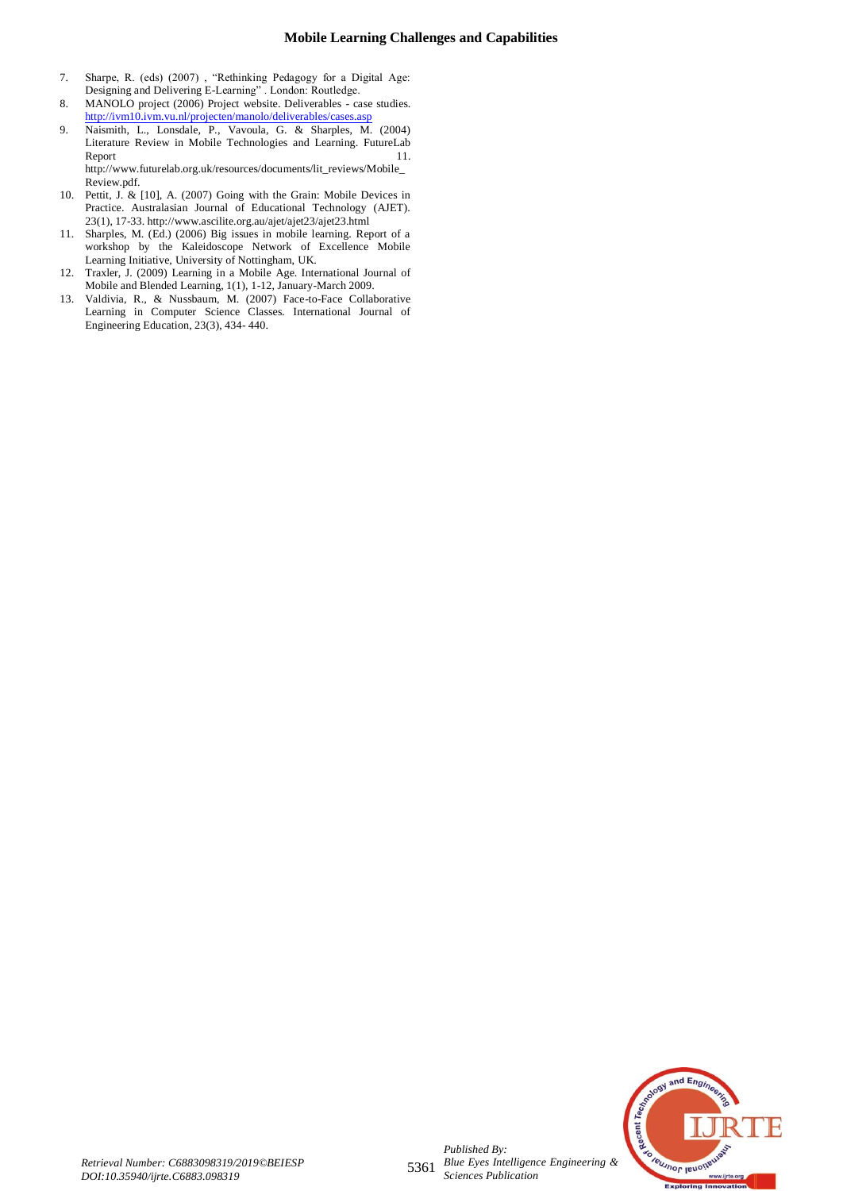7. Sharpe, R. (eds) (2007) , "Rethinking Pedagogy for a Digital Age: Designing and Delivering E-Learning" . London: Routledge.
8. MANOLO project (2006) Project website. Deliverables - case studies. http://ivm10.ivm.vu.nl/projecten/manolo/deliverables/cases.asp
9. Naismith, L., Lonsdale, P., Vavoula, G. & Sharples, M. (2004) Literature Review in Mobile Technologies and Learning. FutureLab Report 11. http://www.futurelab.org.uk/resources/documents/lit_reviews/Mobile_Review.pdf.
10. Pettit, J. & [10], A. (2007) Going with the Grain: Mobile Devices in Practice. Australasian Journal of Educational Technology (AJET). 23(1), 17-33. http://www.ascilite.org.au/ajet/ajet23/ajet23.html
11. Sharples, M. (Ed.) (2006) Big issues in mobile learning. Report of a workshop by the Kaleidoscope Network of Excellence Mobile Learning Initiative, University of Nottingham, UK.
12. Traxler, J. (2009) Learning in a Mobile Age. International Journal of Mobile and Blended Learning, 1(1), 1-12, January-March 2009.
13. Valdivia, R., & Nussbaum, M. (2007) Face-to-Face Collaborative Learning in Computer Science Classes. International Journal of Engineering Education, 23(3), 434- 440.